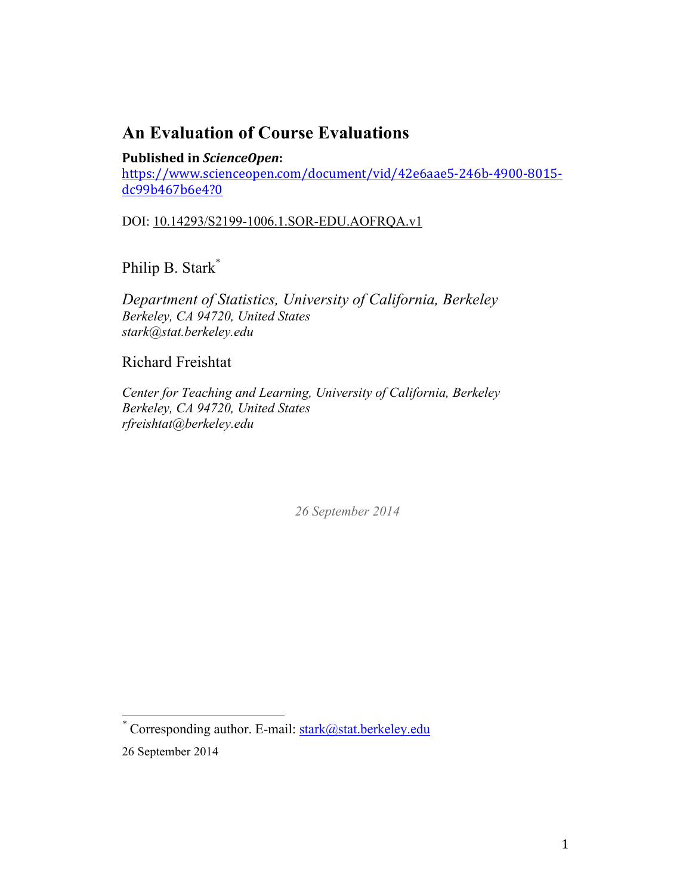# An Evaluation of Course Evaluations

**Published in *ScienceOpen*:**
https://www.scienceopen.com/document/vid/42e6aae5-246b-4900-8015-dc99b467b6e4?0

DOI: 10.14293/S2199-1006.1.SOR-EDU.AOFRQA.v1

Philip B. Stark[*]

*Department of Statistics, University of California, Berkeley*
*Berkeley, CA 94720, United States*
*stark@stat.berkeley.edu*

Richard Freishtat

*Center for Teaching and Learning, University of California, Berkeley*
*Berkeley, CA 94720, United States*
*rfreishtat@berkeley.edu*

*26 September 2014*

[*] Corresponding author. E-mail: stark@stat.berkeley.edu

26 September 2014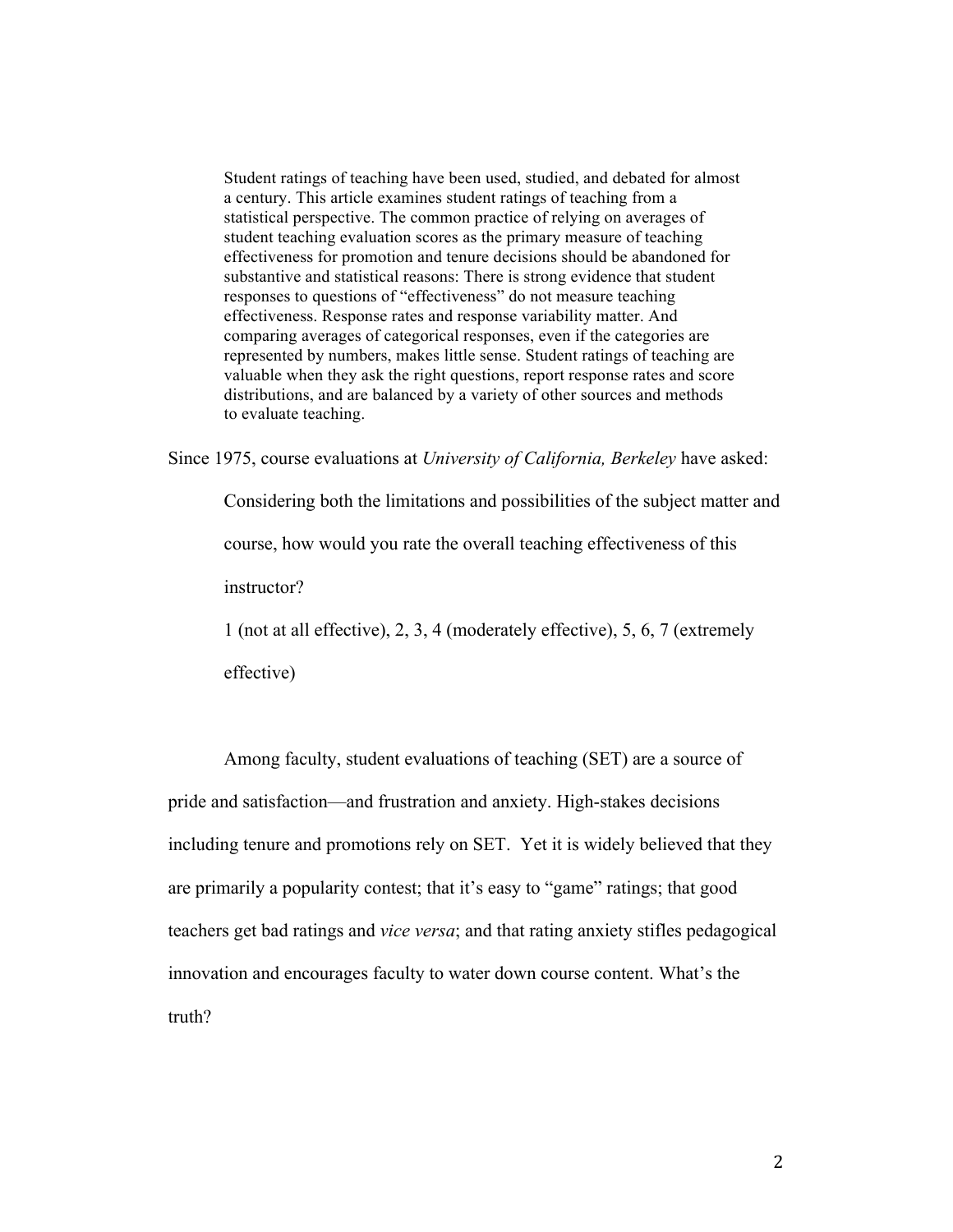> Student ratings of teaching have been used, studied, and debated for almost a century. This article examines student ratings of teaching from a statistical perspective. The common practice of relying on averages of student teaching evaluation scores as the primary measure of teaching effectiveness for promotion and tenure decisions should be abandoned for substantive and statistical reasons: There is strong evidence that student responses to questions of "effectiveness" do not measure teaching effectiveness. Response rates and response variability matter. And comparing averages of categorical responses, even if the categories are represented by numbers, makes little sense. Student ratings of teaching are valuable when they ask the right questions, report response rates and score distributions, and are balanced by a variety of other sources and methods to evaluate teaching.

Since 1975, course evaluations at *University of California, Berkeley* have asked:

> Considering both the limitations and possibilities of the subject matter and course, how would you rate the overall teaching effectiveness of this instructor?
>
> 1 (not at all effective), 2, 3, 4 (moderately effective), 5, 6, 7 (extremely effective)

Among faculty, student evaluations of teaching (SET) are a source of pride and satisfaction—and frustration and anxiety. High-stakes decisions including tenure and promotions rely on SET. Yet it is widely believed that they are primarily a popularity contest; that it's easy to "game" ratings; that good teachers get bad ratings and *vice versa*; and that rating anxiety stifles pedagogical innovation and encourages faculty to water down course content. What's the truth?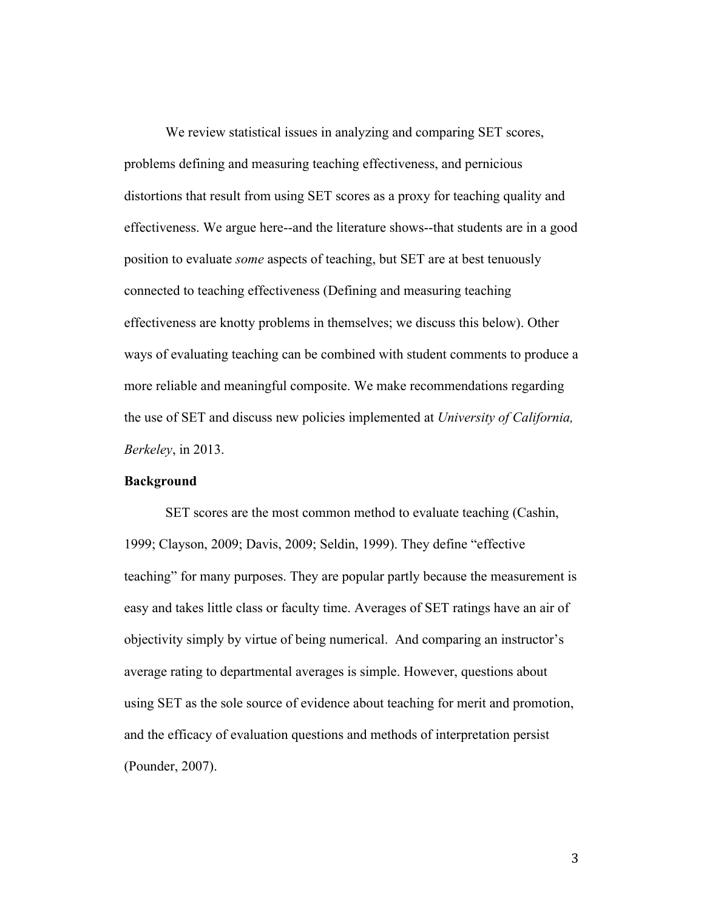We review statistical issues in analyzing and comparing SET scores, problems defining and measuring teaching effectiveness, and pernicious distortions that result from using SET scores as a proxy for teaching quality and effectiveness. We argue here--and the literature shows--that students are in a good position to evaluate *some* aspects of teaching, but SET are at best tenuously connected to teaching effectiveness (Defining and measuring teaching effectiveness are knotty problems in themselves; we discuss this below). Other ways of evaluating teaching can be combined with student comments to produce a more reliable and meaningful composite. We make recommendations regarding the use of SET and discuss new policies implemented at *University of California, Berkeley*, in 2013.

**Background**

SET scores are the most common method to evaluate teaching (Cashin, 1999; Clayson, 2009; Davis, 2009; Seldin, 1999). They define "effective teaching" for many purposes. They are popular partly because the measurement is easy and takes little class or faculty time. Averages of SET ratings have an air of objectivity simply by virtue of being numerical. And comparing an instructor's average rating to departmental averages is simple. However, questions about using SET as the sole source of evidence about teaching for merit and promotion, and the efficacy of evaluation questions and methods of interpretation persist (Pounder, 2007).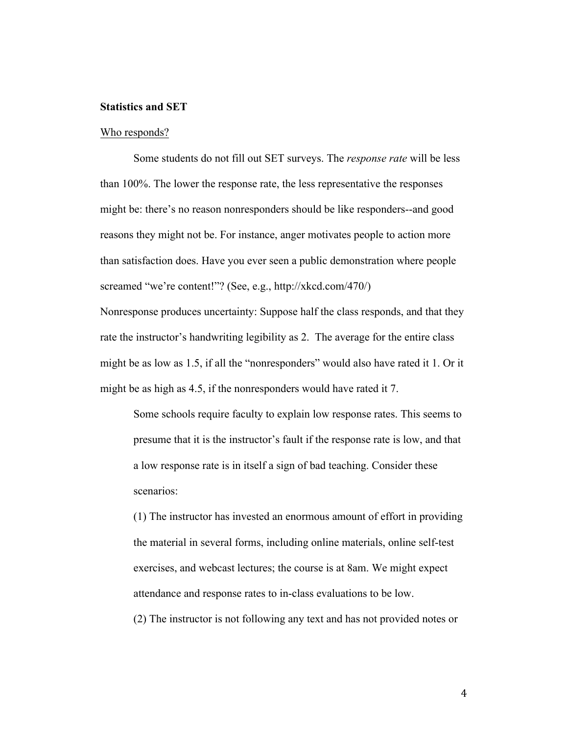**Statistics and SET**

Who responds?

Some students do not fill out SET surveys. The *response rate* will be less than 100%. The lower the response rate, the less representative the responses might be: there's no reason nonresponders should be like responders--and good reasons they might not be. For instance, anger motivates people to action more than satisfaction does. Have you ever seen a public demonstration where people screamed "we're content!"? (See, e.g., http://xkcd.com/470/)

Nonresponse produces uncertainty: Suppose half the class responds, and that they rate the instructor's handwriting legibility as 2. The average for the entire class might be as low as 1.5, if all the "nonresponders" would also have rated it 1. Or it might be as high as 4.5, if the nonresponders would have rated it 7.

> Some schools require faculty to explain low response rates. This seems to presume that it is the instructor's fault if the response rate is low, and that a low response rate is in itself a sign of bad teaching. Consider these scenarios:
>
> (1) The instructor has invested an enormous amount of effort in providing the material in several forms, including online materials, online self-test exercises, and webcast lectures; the course is at 8am. We might expect attendance and response rates to in-class evaluations to be low.
>
> (2) The instructor is not following any text and has not provided notes or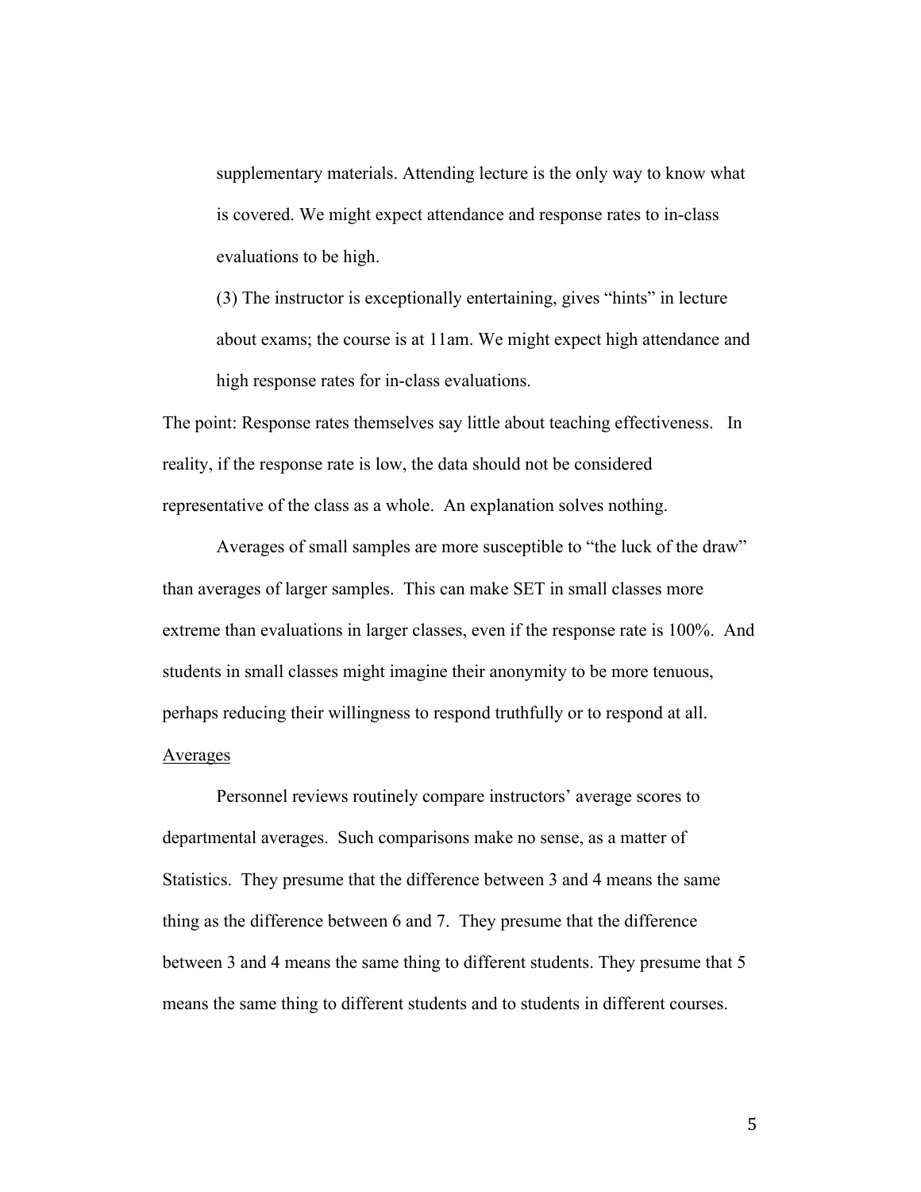supplementary materials. Attending lecture is the only way to know what is covered. We might expect attendance and response rates to in-class evaluations to be high.

(3) The instructor is exceptionally entertaining, gives "hints" in lecture about exams; the course is at 11am. We might expect high attendance and high response rates for in-class evaluations.

The point: Response rates themselves say little about teaching effectiveness. In reality, if the response rate is low, the data should not be considered representative of the class as a whole. An explanation solves nothing.

Averages of small samples are more susceptible to "the luck of the draw" than averages of larger samples. This can make SET in small classes more extreme than evaluations in larger classes, even if the response rate is 100%. And students in small classes might imagine their anonymity to be more tenuous, perhaps reducing their willingness to respond truthfully or to respond at all.

### Averages

Personnel reviews routinely compare instructors' average scores to departmental averages. Such comparisons make no sense, as a matter of Statistics. They presume that the difference between 3 and 4 means the same thing as the difference between 6 and 7. They presume that the difference between 3 and 4 means the same thing to different students. They presume that 5 means the same thing to different students and to students in different courses.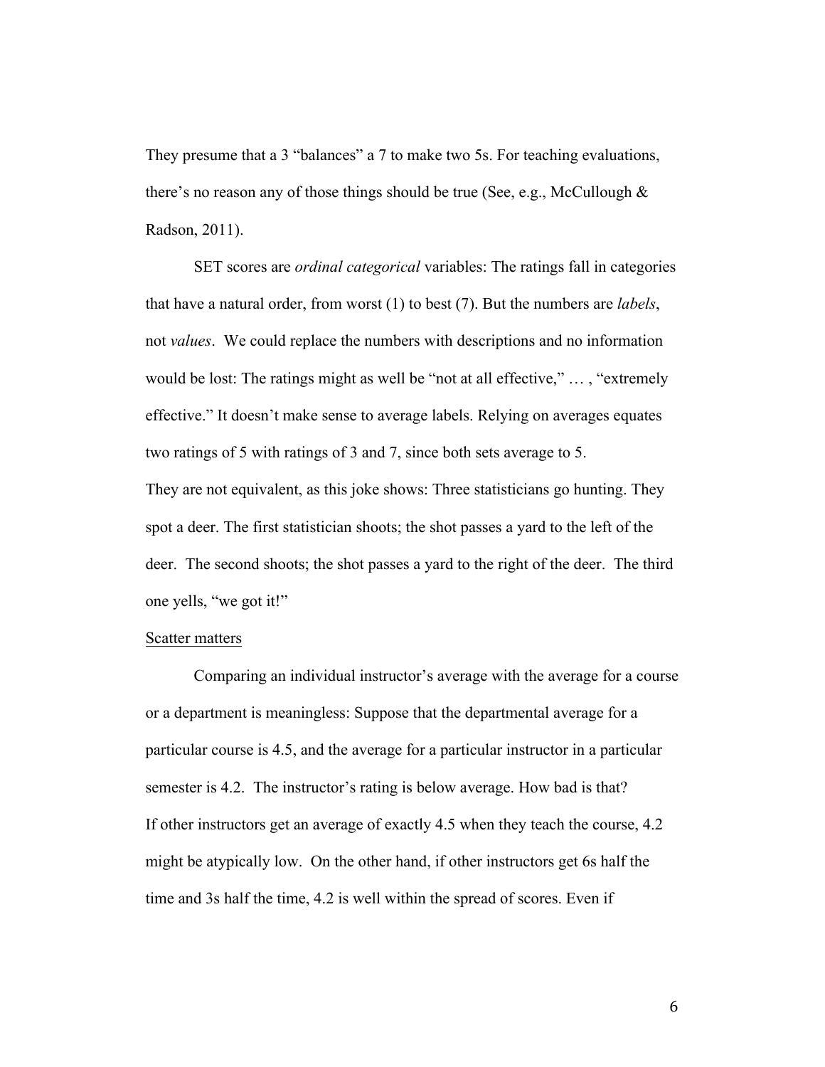They presume that a 3 "balances" a 7 to make two 5s. For teaching evaluations, there's no reason any of those things should be true (See, e.g., McCullough & Radson, 2011).

SET scores are *ordinal categorical* variables: The ratings fall in categories that have a natural order, from worst (1) to best (7). But the numbers are *labels*, not *values*. We could replace the numbers with descriptions and no information would be lost: The ratings might as well be "not at all effective," … , "extremely effective." It doesn't make sense to average labels. Relying on averages equates two ratings of 5 with ratings of 3 and 7, since both sets average to 5.

They are not equivalent, as this joke shows: Three statisticians go hunting. They spot a deer. The first statistician shoots; the shot passes a yard to the left of the deer. The second shoots; the shot passes a yard to the right of the deer. The third one yells, "we got it!"

<u>Scatter matters</u>

Comparing an individual instructor's average with the average for a course or a department is meaningless: Suppose that the departmental average for a particular course is 4.5, and the average for a particular instructor in a particular semester is 4.2. The instructor's rating is below average. How bad is that?

If other instructors get an average of exactly 4.5 when they teach the course, 4.2 might be atypically low. On the other hand, if other instructors get 6s half the time and 3s half the time, 4.2 is well within the spread of scores. Even if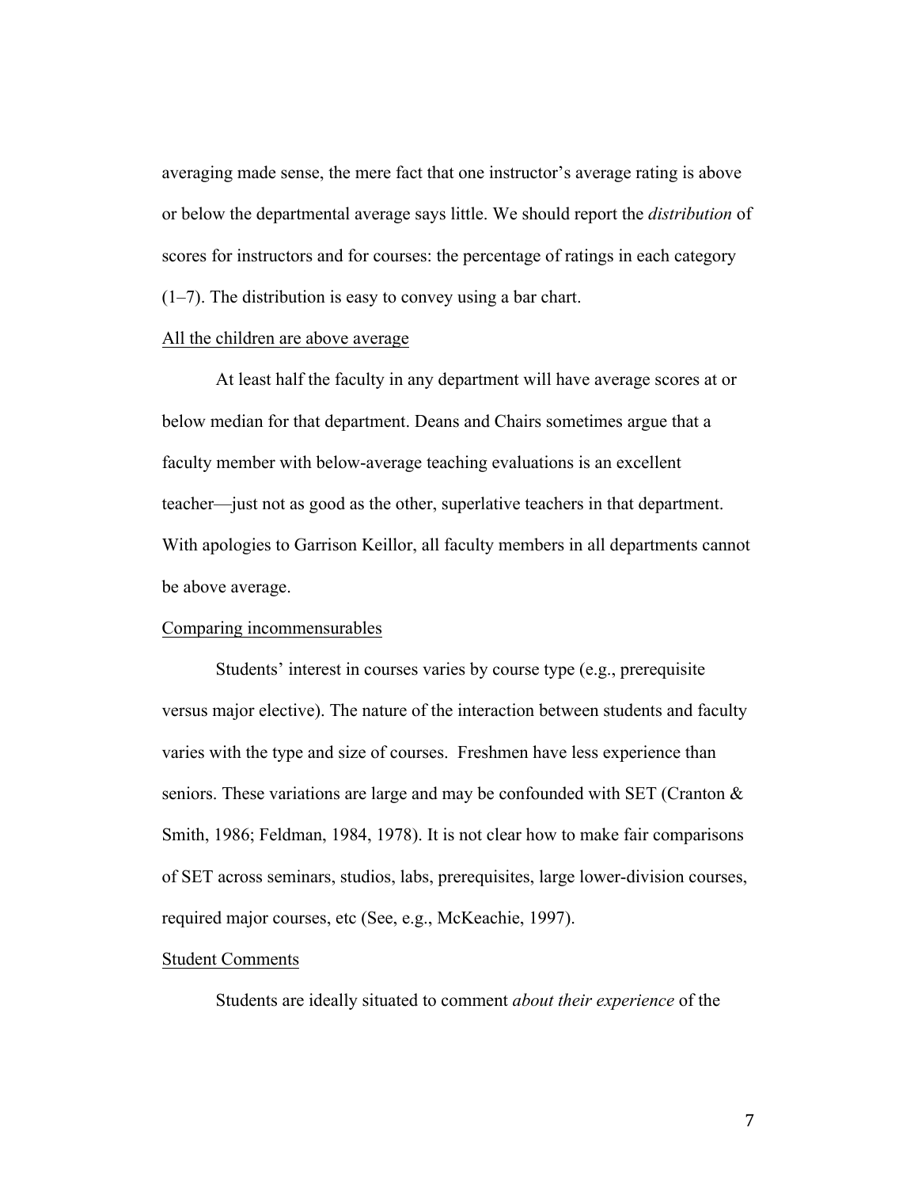averaging made sense, the mere fact that one instructor's average rating is above or below the departmental average says little. We should report the *distribution* of scores for instructors and for courses: the percentage of ratings in each category (1–7). The distribution is easy to convey using a bar chart.

### All the children are above average

At least half the faculty in any department will have average scores at or below median for that department. Deans and Chairs sometimes argue that a faculty member with below-average teaching evaluations is an excellent teacher—just not as good as the other, superlative teachers in that department. With apologies to Garrison Keillor, all faculty members in all departments cannot be above average.

### Comparing incommensurables

Students' interest in courses varies by course type (e.g., prerequisite versus major elective). The nature of the interaction between students and faculty varies with the type and size of courses. Freshmen have less experience than seniors. These variations are large and may be confounded with SET (Cranton & Smith, 1986; Feldman, 1984, 1978). It is not clear how to make fair comparisons of SET across seminars, studios, labs, prerequisites, large lower-division courses, required major courses, etc (See, e.g., McKeachie, 1997).

### Student Comments

Students are ideally situated to comment *about their experience* of the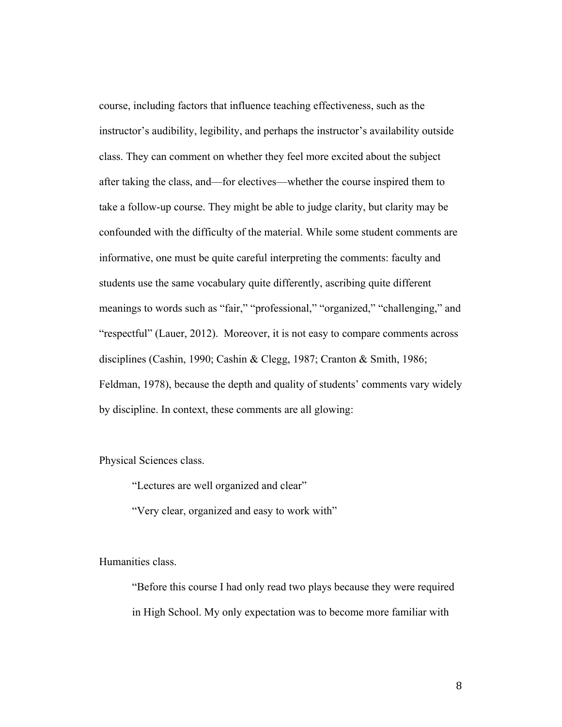course, including factors that influence teaching effectiveness, such as the instructor's audibility, legibility, and perhaps the instructor's availability outside class. They can comment on whether they feel more excited about the subject after taking the class, and—for electives—whether the course inspired them to take a follow-up course. They might be able to judge clarity, but clarity may be confounded with the difficulty of the material. While some student comments are informative, one must be quite careful interpreting the comments: faculty and students use the same vocabulary quite differently, ascribing quite different meanings to words such as "fair," "professional," "organized," "challenging," and "respectful" (Lauer, 2012). Moreover, it is not easy to compare comments across disciplines (Cashin, 1990; Cashin & Clegg, 1987; Cranton & Smith, 1986; Feldman, 1978), because the depth and quality of students' comments vary widely by discipline. In context, these comments are all glowing:

Physical Sciences class.

> "Lectures are well organized and clear"
>
> "Very clear, organized and easy to work with"

Humanities class.

> "Before this course I had only read two plays because they were required in High School. My only expectation was to become more familiar with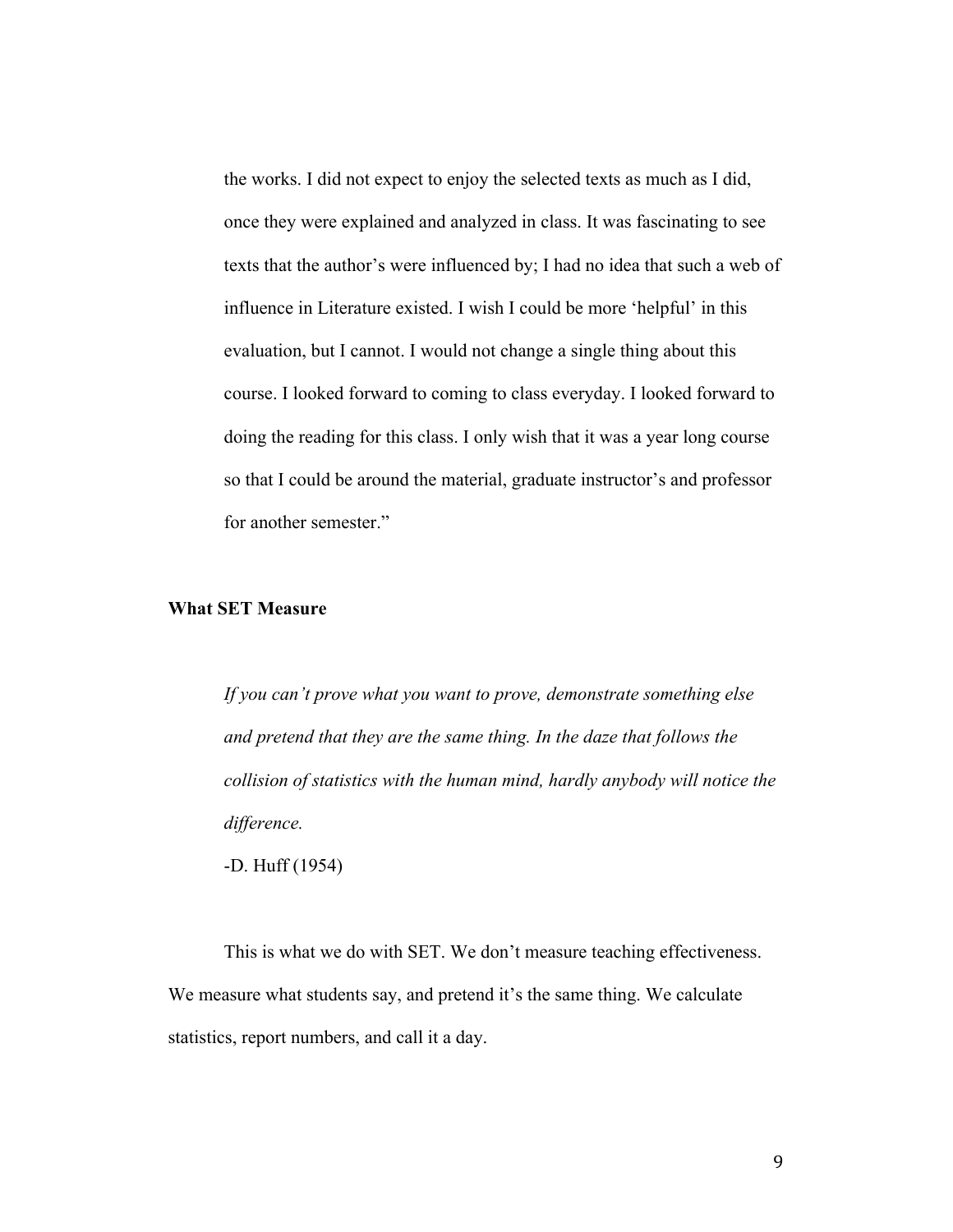> the works. I did not expect to enjoy the selected texts as much as I did, once they were explained and analyzed in class. It was fascinating to see texts that the author's were influenced by; I had no idea that such a web of influence in Literature existed. I wish I could be more 'helpful' in this evaluation, but I cannot. I would not change a single thing about this course. I looked forward to coming to class everyday. I looked forward to doing the reading for this class. I only wish that it was a year long course so that I could be around the material, graduate instructor's and professor for another semester."

**What SET Measure**

> *If you can't prove what you want to prove, demonstrate something else and pretend that they are the same thing. In the daze that follows the collision of statistics with the human mind, hardly anybody will notice the difference.*
>
> -D. Huff (1954)

This is what we do with SET. We don't measure teaching effectiveness. We measure what students say, and pretend it's the same thing. We calculate statistics, report numbers, and call it a day.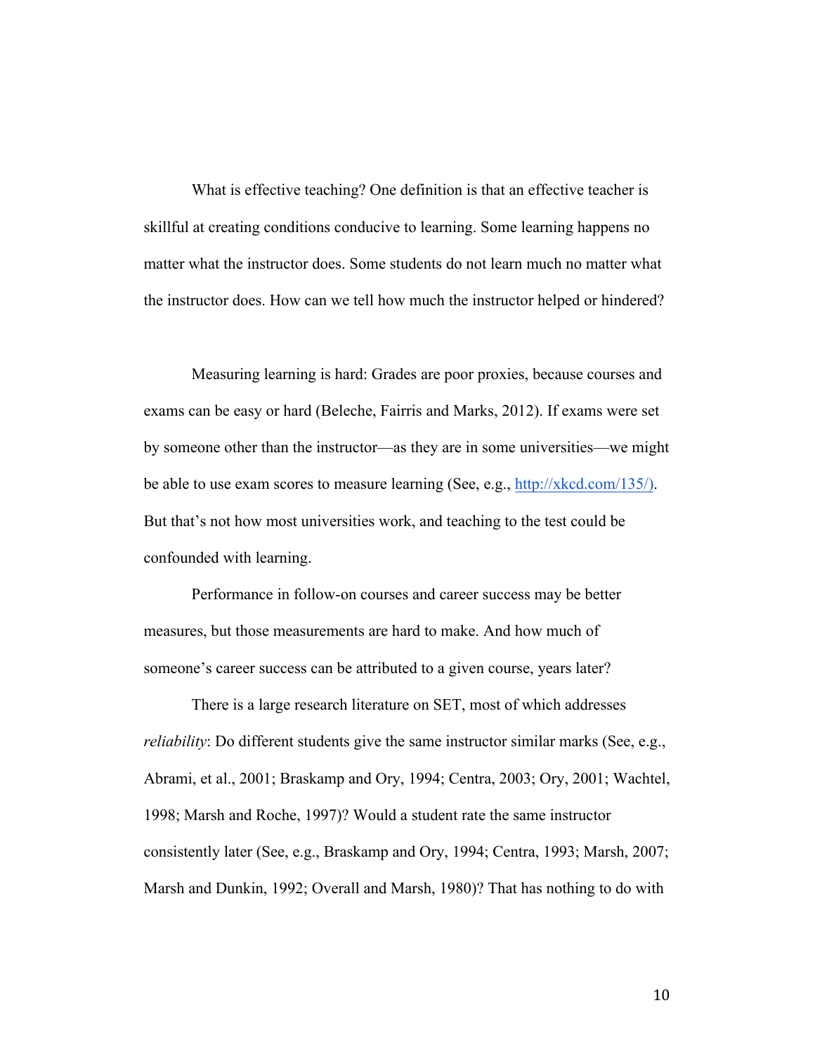What is effective teaching? One definition is that an effective teacher is skillful at creating conditions conducive to learning. Some learning happens no matter what the instructor does. Some students do not learn much no matter what the instructor does. How can we tell how much the instructor helped or hindered?

Measuring learning is hard: Grades are poor proxies, because courses and exams can be easy or hard (Beleche, Fairris and Marks, 2012). If exams were set by someone other than the instructor—as they are in some universities—we might be able to use exam scores to measure learning (See, e.g., http://xkcd.com/135/). But that's not how most universities work, and teaching to the test could be confounded with learning.

Performance in follow-on courses and career success may be better measures, but those measurements are hard to make. And how much of someone's career success can be attributed to a given course, years later?

There is a large research literature on SET, most of which addresses *reliability*: Do different students give the same instructor similar marks (See, e.g., Abrami, et al., 2001; Braskamp and Ory, 1994; Centra, 2003; Ory, 2001; Wachtel, 1998; Marsh and Roche, 1997)? Would a student rate the same instructor consistently later (See, e.g., Braskamp and Ory, 1994; Centra, 1993; Marsh, 2007; Marsh and Dunkin, 1992; Overall and Marsh, 1980)? That has nothing to do with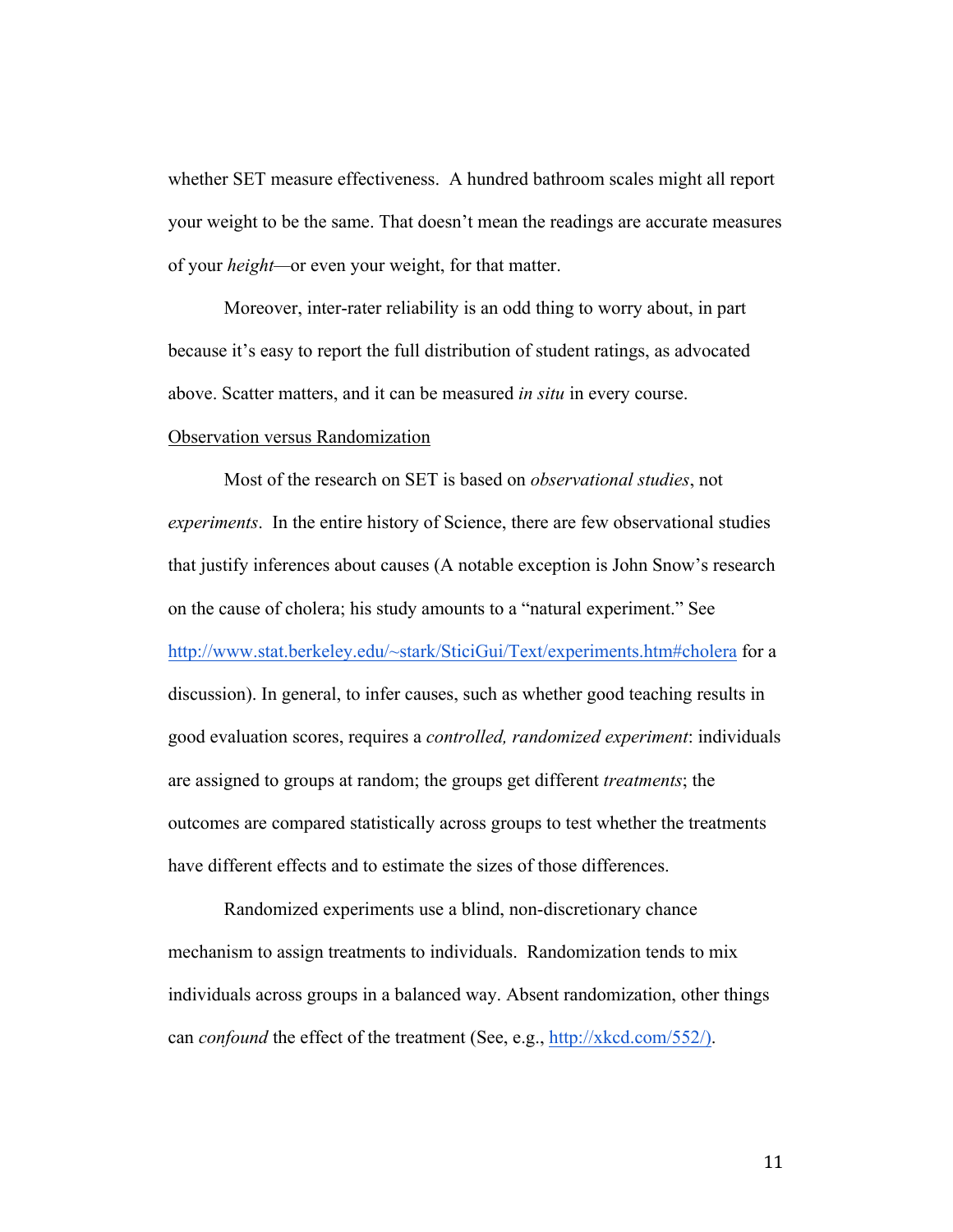whether SET measure effectiveness.  A hundred bathroom scales might all report your weight to be the same. That doesn't mean the readings are accurate measures of your *height*—or even your weight, for that matter.

Moreover, inter-rater reliability is an odd thing to worry about, in part because it's easy to report the full distribution of student ratings, as advocated above. Scatter matters, and it can be measured *in situ* in every course.

<u>Observation versus Randomization</u>

Most of the research on SET is based on *observational studies*, not *experiments*.  In the entire history of Science, there are few observational studies that justify inferences about causes (A notable exception is John Snow's research on the cause of cholera; his study amounts to a "natural experiment." See [http://www.stat.berkeley.edu/~stark/SticiGui/Text/experiments.htm#cholera](http://www.stat.berkeley.edu/~stark/SticiGui/Text/experiments.htm#cholera) for a discussion). In general, to infer causes, such as whether good teaching results in good evaluation scores, requires a *controlled, randomized experiment*: individuals are assigned to groups at random; the groups get different *treatments*; the outcomes are compared statistically across groups to test whether the treatments have different effects and to estimate the sizes of those differences.

Randomized experiments use a blind, non-discretionary chance mechanism to assign treatments to individuals.  Randomization tends to mix individuals across groups in a balanced way. Absent randomization, other things can *confound* the effect of the treatment (See, e.g., [http://xkcd.com/552/)](http://xkcd.com/552/).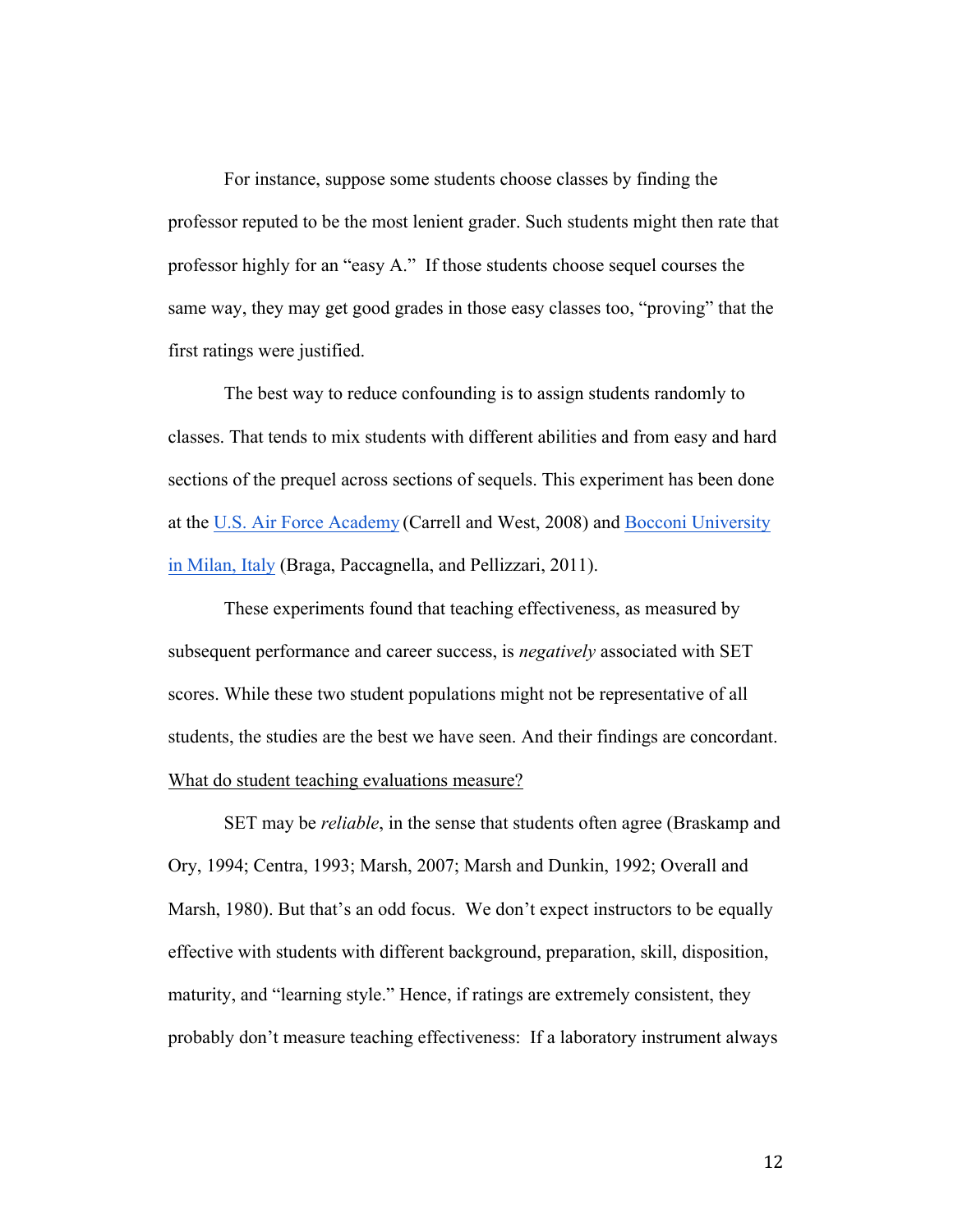For instance, suppose some students choose classes by finding the professor reputed to be the most lenient grader. Such students might then rate that professor highly for an "easy A." If those students choose sequel courses the same way, they may get good grades in those easy classes too, "proving" that the first ratings were justified.

The best way to reduce confounding is to assign students randomly to classes. That tends to mix students with different abilities and from easy and hard sections of the prequel across sections of sequels. This experiment has been done at the U.S. Air Force Academy (Carrell and West, 2008) and Bocconi University in Milan, Italy (Braga, Paccagnella, and Pellizzari, 2011).

These experiments found that teaching effectiveness, as measured by subsequent performance and career success, is *negatively* associated with SET scores. While these two student populations might not be representative of all students, the studies are the best we have seen. And their findings are concordant.

What do student teaching evaluations measure?

SET may be *reliable*, in the sense that students often agree (Braskamp and Ory, 1994; Centra, 1993; Marsh, 2007; Marsh and Dunkin, 1992; Overall and Marsh, 1980). But that's an odd focus. We don't expect instructors to be equally effective with students with different background, preparation, skill, disposition, maturity, and "learning style." Hence, if ratings are extremely consistent, they probably don't measure teaching effectiveness: If a laboratory instrument always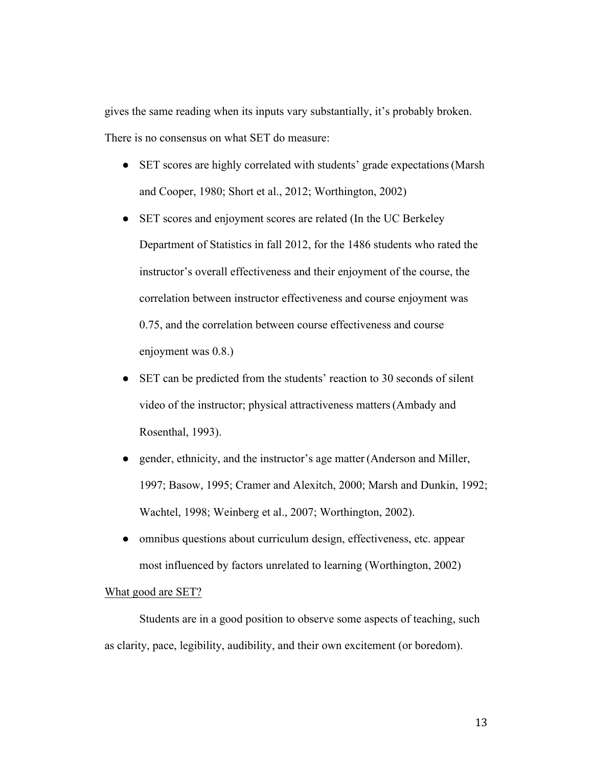gives the same reading when its inputs vary substantially, it's probably broken. There is no consensus on what SET do measure:

- SET scores are highly correlated with students' grade expectations (Marsh and Cooper, 1980; Short et al., 2012; Worthington, 2002)
- SET scores and enjoyment scores are related (In the UC Berkeley Department of Statistics in fall 2012, for the 1486 students who rated the instructor's overall effectiveness and their enjoyment of the course, the correlation between instructor effectiveness and course enjoyment was 0.75, and the correlation between course effectiveness and course enjoyment was 0.8.)
- SET can be predicted from the students' reaction to 30 seconds of silent video of the instructor; physical attractiveness matters (Ambady and Rosenthal, 1993).
- gender, ethnicity, and the instructor's age matter (Anderson and Miller, 1997; Basow, 1995; Cramer and Alexitch, 2000; Marsh and Dunkin, 1992; Wachtel, 1998; Weinberg et al., 2007; Worthington, 2002).
- omnibus questions about curriculum design, effectiveness, etc. appear most influenced by factors unrelated to learning (Worthington, 2002)

<u>What good are SET?</u>

Students are in a good position to observe some aspects of teaching, such as clarity, pace, legibility, audibility, and their own excitement (or boredom).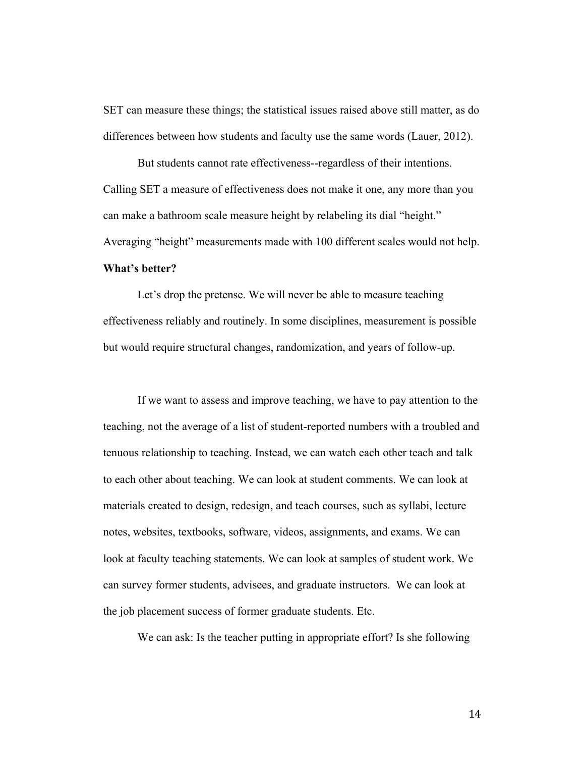SET can measure these things; the statistical issues raised above still matter, as do differences between how students and faculty use the same words (Lauer, 2012).

But students cannot rate effectiveness--regardless of their intentions. Calling SET a measure of effectiveness does not make it one, any more than you can make a bathroom scale measure height by relabeling its dial "height." Averaging "height" measurements made with 100 different scales would not help.

**What's better?**

Let's drop the pretense. We will never be able to measure teaching effectiveness reliably and routinely. In some disciplines, measurement is possible but would require structural changes, randomization, and years of follow-up.

If we want to assess and improve teaching, we have to pay attention to the teaching, not the average of a list of student-reported numbers with a troubled and tenuous relationship to teaching. Instead, we can watch each other teach and talk to each other about teaching. We can look at student comments. We can look at materials created to design, redesign, and teach courses, such as syllabi, lecture notes, websites, textbooks, software, videos, assignments, and exams. We can look at faculty teaching statements. We can look at samples of student work. We can survey former students, advisees, and graduate instructors. We can look at the job placement success of former graduate students. Etc.

We can ask: Is the teacher putting in appropriate effort? Is she following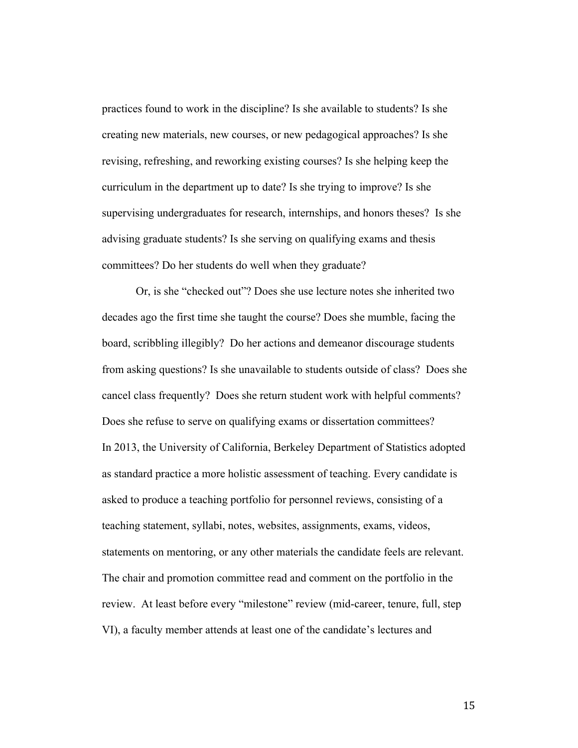practices found to work in the discipline? Is she available to students? Is she creating new materials, new courses, or new pedagogical approaches? Is she revising, refreshing, and reworking existing courses? Is she helping keep the curriculum in the department up to date? Is she trying to improve? Is she supervising undergraduates for research, internships, and honors theses? Is she advising graduate students? Is she serving on qualifying exams and thesis committees? Do her students do well when they graduate?

Or, is she "checked out"? Does she use lecture notes she inherited two decades ago the first time she taught the course? Does she mumble, facing the board, scribbling illegibly? Do her actions and demeanor discourage students from asking questions? Is she unavailable to students outside of class? Does she cancel class frequently? Does she return student work with helpful comments? Does she refuse to serve on qualifying exams or dissertation committees?

In 2013, the University of California, Berkeley Department of Statistics adopted as standard practice a more holistic assessment of teaching. Every candidate is asked to produce a teaching portfolio for personnel reviews, consisting of a teaching statement, syllabi, notes, websites, assignments, exams, videos, statements on mentoring, or any other materials the candidate feels are relevant. The chair and promotion committee read and comment on the portfolio in the review. At least before every "milestone" review (mid-career, tenure, full, step VI), a faculty member attends at least one of the candidate's lectures and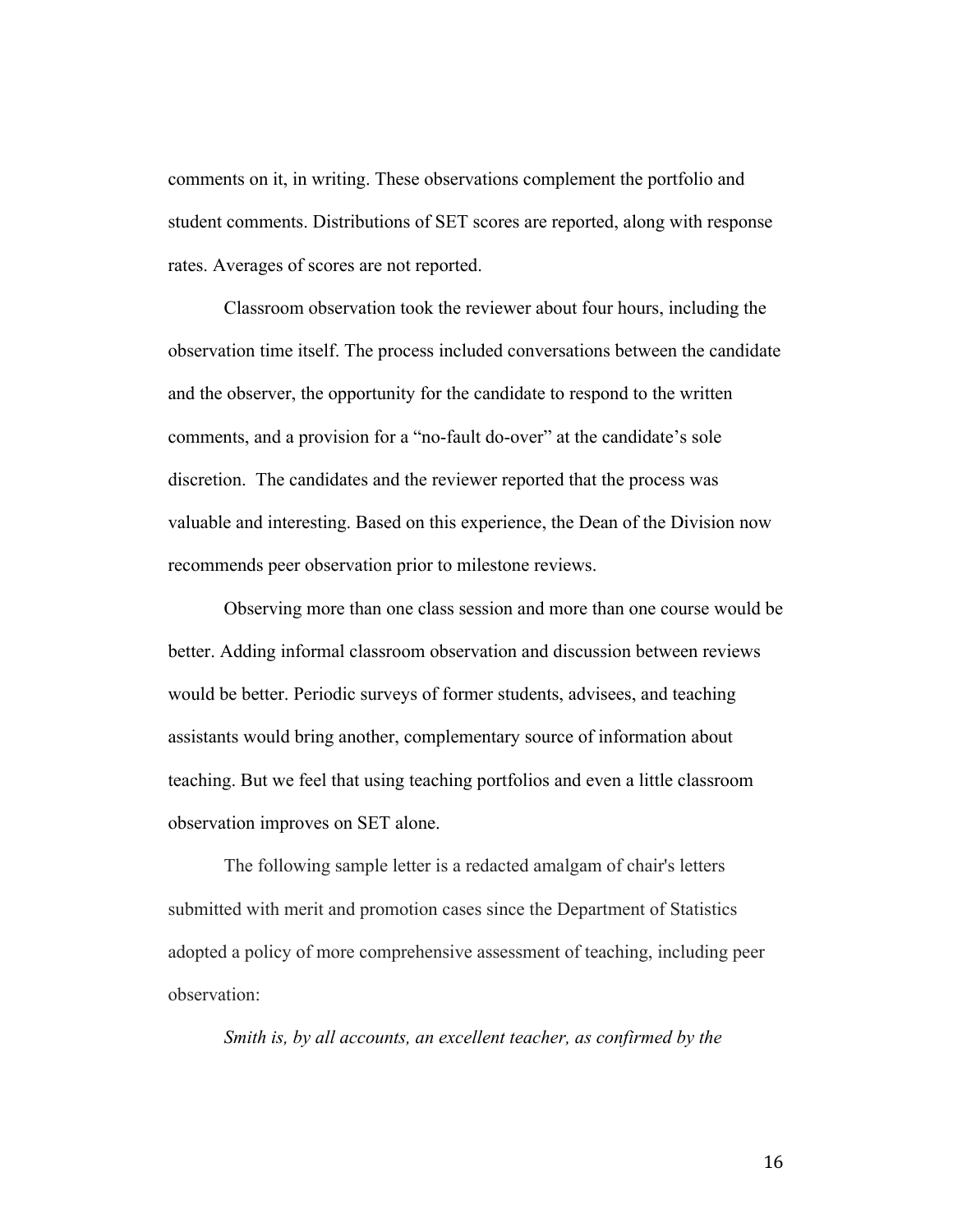comments on it, in writing. These observations complement the portfolio and student comments. Distributions of SET scores are reported, along with response rates. Averages of scores are not reported.

Classroom observation took the reviewer about four hours, including the observation time itself. The process included conversations between the candidate and the observer, the opportunity for the candidate to respond to the written comments, and a provision for a "no-fault do-over" at the candidate's sole discretion. The candidates and the reviewer reported that the process was valuable and interesting. Based on this experience, the Dean of the Division now recommends peer observation prior to milestone reviews.

Observing more than one class session and more than one course would be better. Adding informal classroom observation and discussion between reviews would be better. Periodic surveys of former students, advisees, and teaching assistants would bring another, complementary source of information about teaching. But we feel that using teaching portfolios and even a little classroom observation improves on SET alone.

The following sample letter is a redacted amalgam of chair's letters submitted with merit and promotion cases since the Department of Statistics adopted a policy of more comprehensive assessment of teaching, including peer observation:

*Smith is, by all accounts, an excellent teacher, as confirmed by the*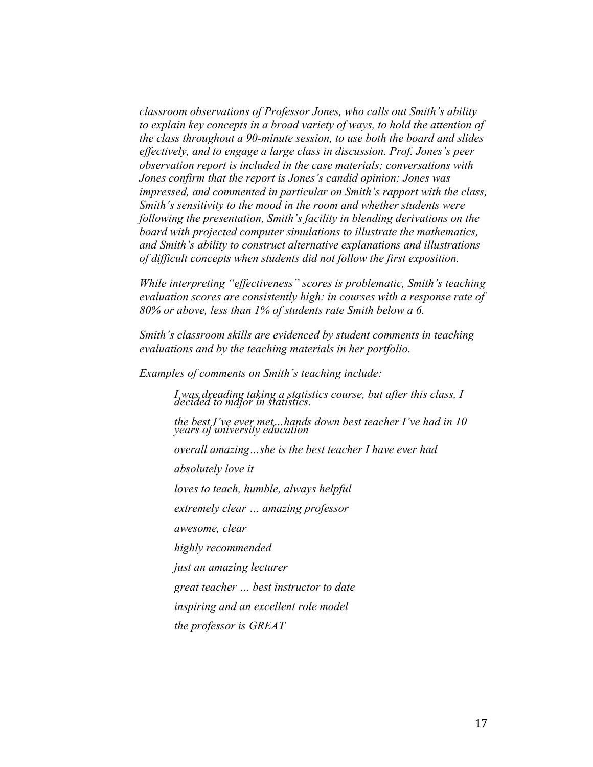*classroom observations of Professor Jones, who calls out Smith's ability to explain key concepts in a broad variety of ways, to hold the attention of the class throughout a 90-minute session, to use both the board and slides effectively, and to engage a large class in discussion. Prof. Jones's peer observation report is included in the case materials; conversations with Jones confirm that the report is Jones's candid opinion: Jones was impressed, and commented in particular on Smith's rapport with the class, Smith's sensitivity to the mood in the room and whether students were following the presentation, Smith's facility in blending derivations on the board with projected computer simulations to illustrate the mathematics, and Smith's ability to construct alternative explanations and illustrations of difficult concepts when students did not follow the first exposition.*

*While interpreting "effectiveness" scores is problematic, Smith's teaching evaluation scores are consistently high: in courses with a response rate of 80% or above, less than 1% of students rate Smith below a 6.*

*Smith's classroom skills are evidenced by student comments in teaching evaluations and by the teaching materials in her portfolio.*

*Examples of comments on Smith's teaching include:*

> *I was dreading taking a statistics course, but after this class, I decided to major in statistics.*
>
> *the best I've ever met...hands down best teacher I've had in 10 years of university education*
>
> *overall amazing…she is the best teacher I have ever had*
>
> *absolutely love it*
>
> *loves to teach, humble, always helpful*
>
> *extremely clear … amazing professor*
>
> *awesome, clear*
>
> *highly recommended*
>
> *just an amazing lecturer*
>
> *great teacher … best instructor to date*
>
> *inspiring and an excellent role model*
>
> *the professor is GREAT*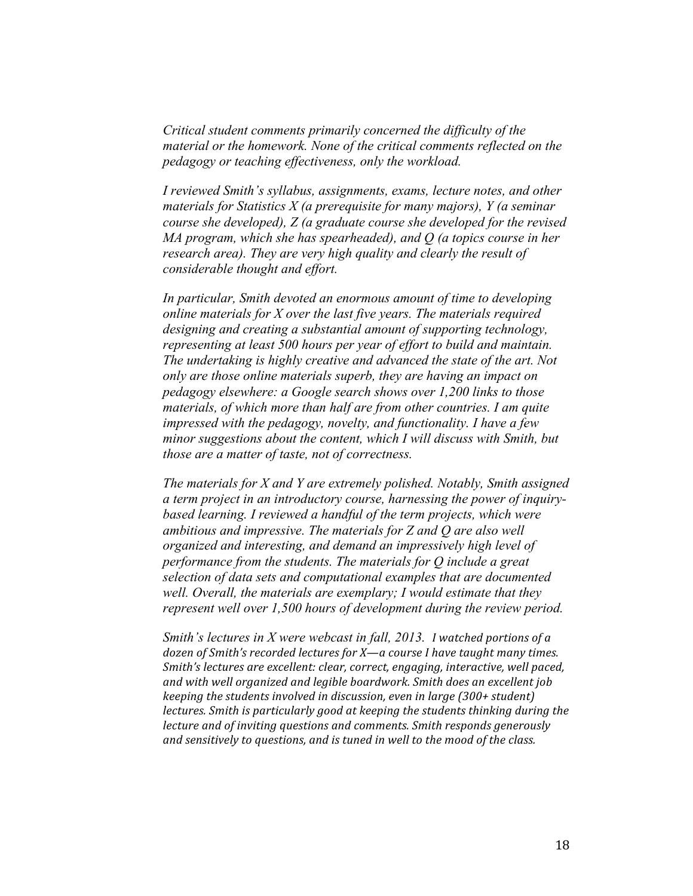*Critical student comments primarily concerned the difficulty of the material or the homework. None of the critical comments reflected on the pedagogy or teaching effectiveness, only the workload.*

*I reviewed Smith's syllabus, assignments, exams, lecture notes, and other materials for Statistics X (a prerequisite for many majors), Y (a seminar course she developed), Z (a graduate course she developed for the revised MA program, which she has spearheaded), and Q (a topics course in her research area). They are very high quality and clearly the result of considerable thought and effort.*

*In particular, Smith devoted an enormous amount of time to developing online materials for X over the last five years. The materials required designing and creating a substantial amount of supporting technology, representing at least 500 hours per year of effort to build and maintain. The undertaking is highly creative and advanced the state of the art. Not only are those online materials superb, they are having an impact on pedagogy elsewhere: a Google search shows over 1,200 links to those materials, of which more than half are from other countries. I am quite impressed with the pedagogy, novelty, and functionality. I have a few minor suggestions about the content, which I will discuss with Smith, but those are a matter of taste, not of correctness.*

*The materials for X and Y are extremely polished. Notably, Smith assigned a term project in an introductory course, harnessing the power of inquiry-based learning. I reviewed a handful of the term projects, which were ambitious and impressive. The materials for Z and Q are also well organized and interesting, and demand an impressively high level of performance from the students. The materials for Q include a great selection of data sets and computational examples that are documented well. Overall, the materials are exemplary; I would estimate that they represent well over 1,500 hours of development during the review period.*

*Smith's lectures in X were webcast in fall, 2013. I watched portions of a dozen of Smith's recorded lectures for X—a course I have taught many times. Smith's lectures are excellent: clear, correct, engaging, interactive, well paced, and with well organized and legible boardwork. Smith does an excellent job keeping the students involved in discussion, even in large (300+ student) lectures. Smith is particularly good at keeping the students thinking during the lecture and of inviting questions and comments. Smith responds generously and sensitively to questions, and is tuned in well to the mood of the class.*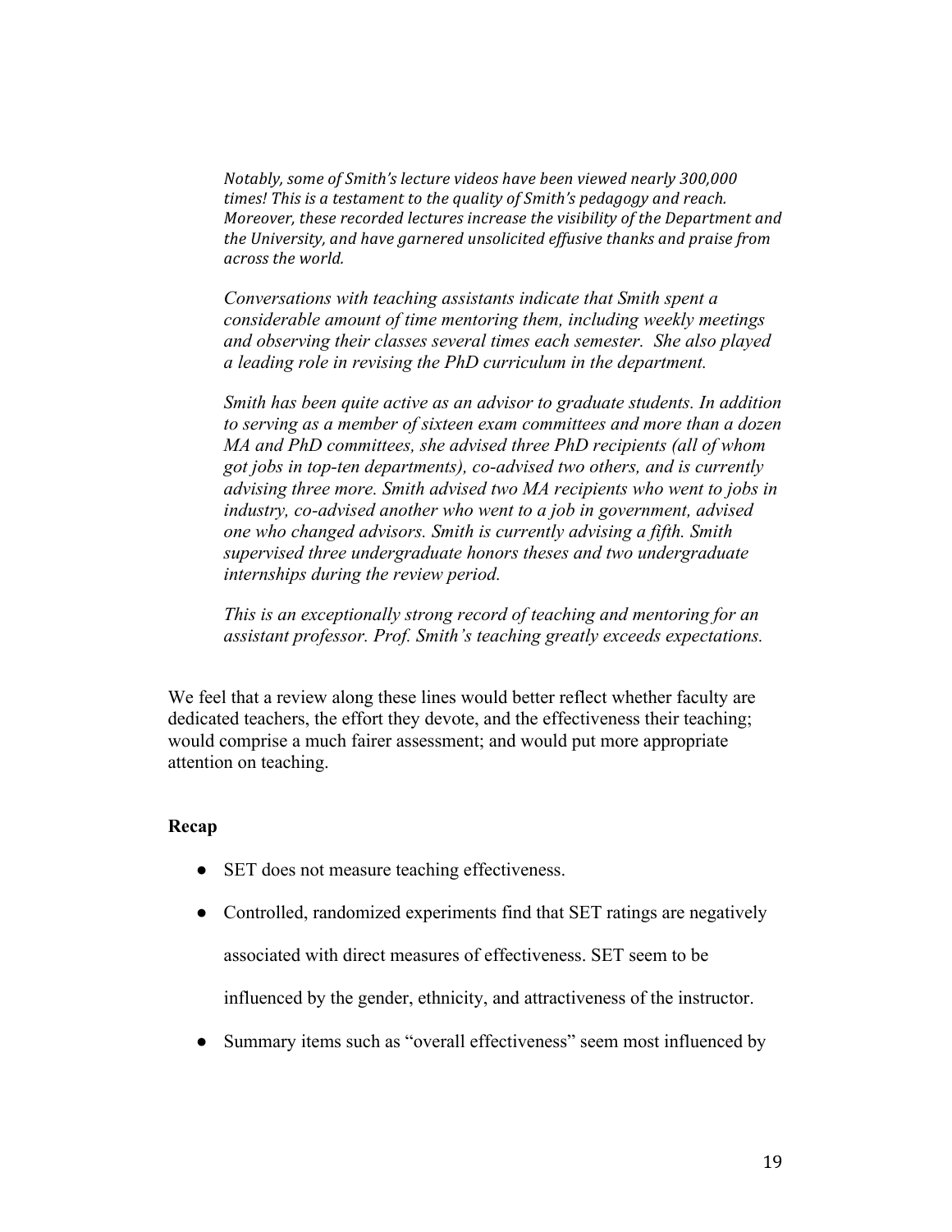*Notably, some of Smith's lecture videos have been viewed nearly 300,000 times! This is a testament to the quality of Smith's pedagogy and reach. Moreover, these recorded lectures increase the visibility of the Department and the University, and have garnered unsolicited effusive thanks and praise from across the world.*

*Conversations with teaching assistants indicate that Smith spent a considerable amount of time mentoring them, including weekly meetings and observing their classes several times each semester. She also played a leading role in revising the PhD curriculum in the department.*

*Smith has been quite active as an advisor to graduate students. In addition to serving as a member of sixteen exam committees and more than a dozen MA and PhD committees, she advised three PhD recipients (all of whom got jobs in top-ten departments), co-advised two others, and is currently advising three more. Smith advised two MA recipients who went to jobs in industry, co-advised another who went to a job in government, advised one who changed advisors. Smith is currently advising a fifth. Smith supervised three undergraduate honors theses and two undergraduate internships during the review period.*

*This is an exceptionally strong record of teaching and mentoring for an assistant professor. Prof. Smith's teaching greatly exceeds expectations.*

We feel that a review along these lines would better reflect whether faculty are dedicated teachers, the effort they devote, and the effectiveness their teaching; would comprise a much fairer assessment; and would put more appropriate attention on teaching.

**Recap**

- SET does not measure teaching effectiveness.
- Controlled, randomized experiments find that SET ratings are negatively associated with direct measures of effectiveness. SET seem to be influenced by the gender, ethnicity, and attractiveness of the instructor.
- Summary items such as "overall effectiveness" seem most influenced by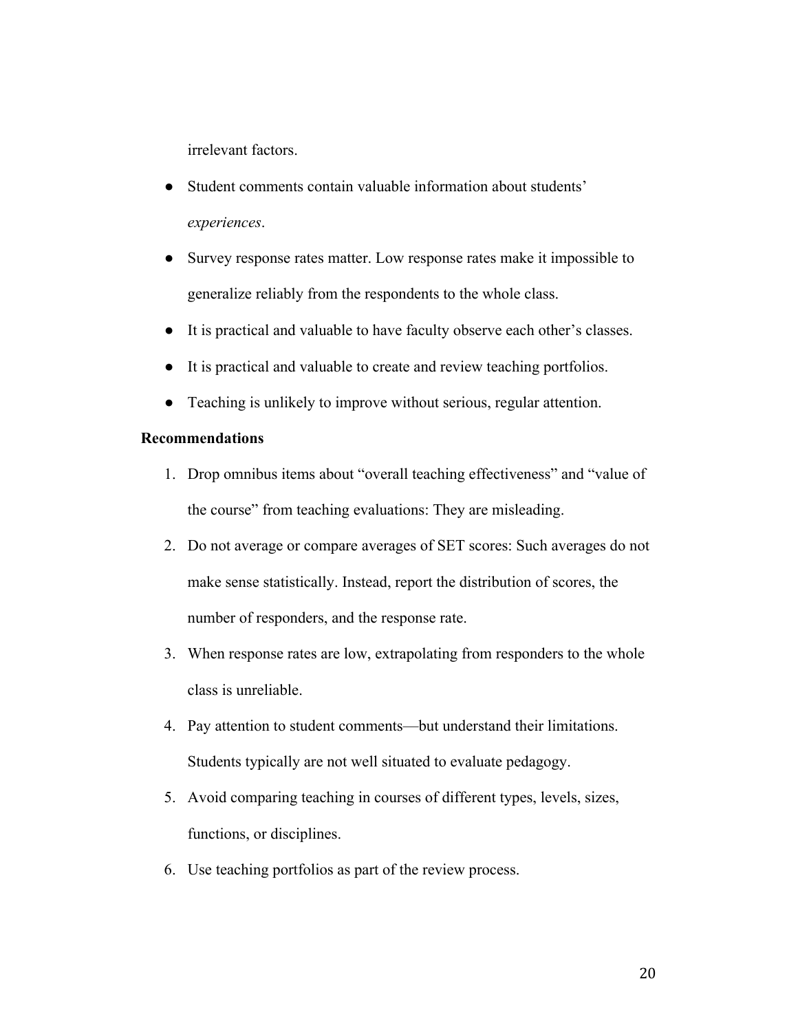irrelevant factors.

- Student comments contain valuable information about students' *experiences*.
- Survey response rates matter. Low response rates make it impossible to generalize reliably from the respondents to the whole class.
- It is practical and valuable to have faculty observe each other's classes.
- It is practical and valuable to create and review teaching portfolios.
- Teaching is unlikely to improve without serious, regular attention.

**Recommendations**

1. Drop omnibus items about "overall teaching effectiveness" and "value of the course" from teaching evaluations: They are misleading.
2. Do not average or compare averages of SET scores: Such averages do not make sense statistically. Instead, report the distribution of scores, the number of responders, and the response rate.
3. When response rates are low, extrapolating from responders to the whole class is unreliable.
4. Pay attention to student comments—but understand their limitations. Students typically are not well situated to evaluate pedagogy.
5. Avoid comparing teaching in courses of different types, levels, sizes, functions, or disciplines.
6. Use teaching portfolios as part of the review process.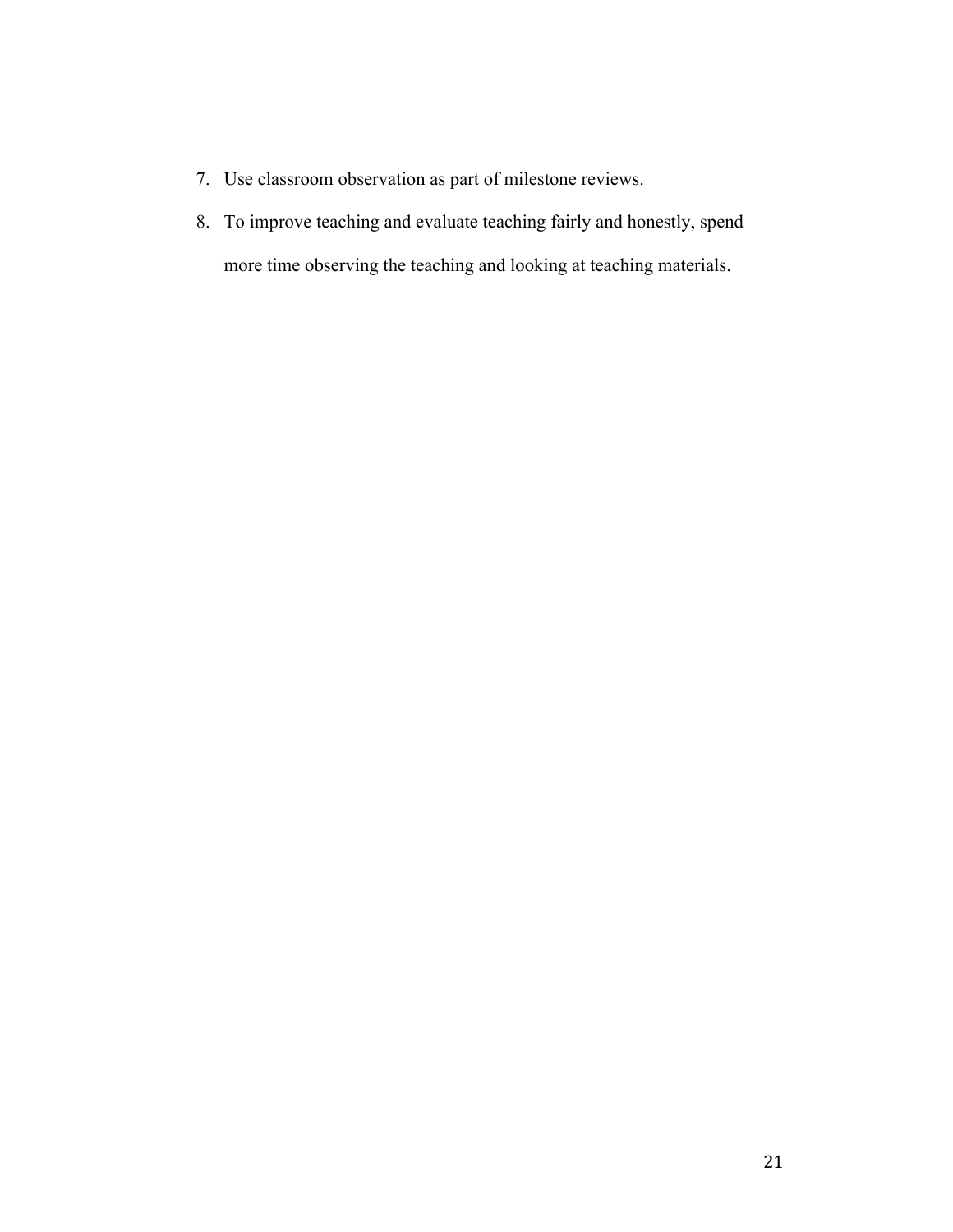7. Use classroom observation as part of milestone reviews.
8. To improve teaching and evaluate teaching fairly and honestly, spend more time observing the teaching and looking at teaching materials.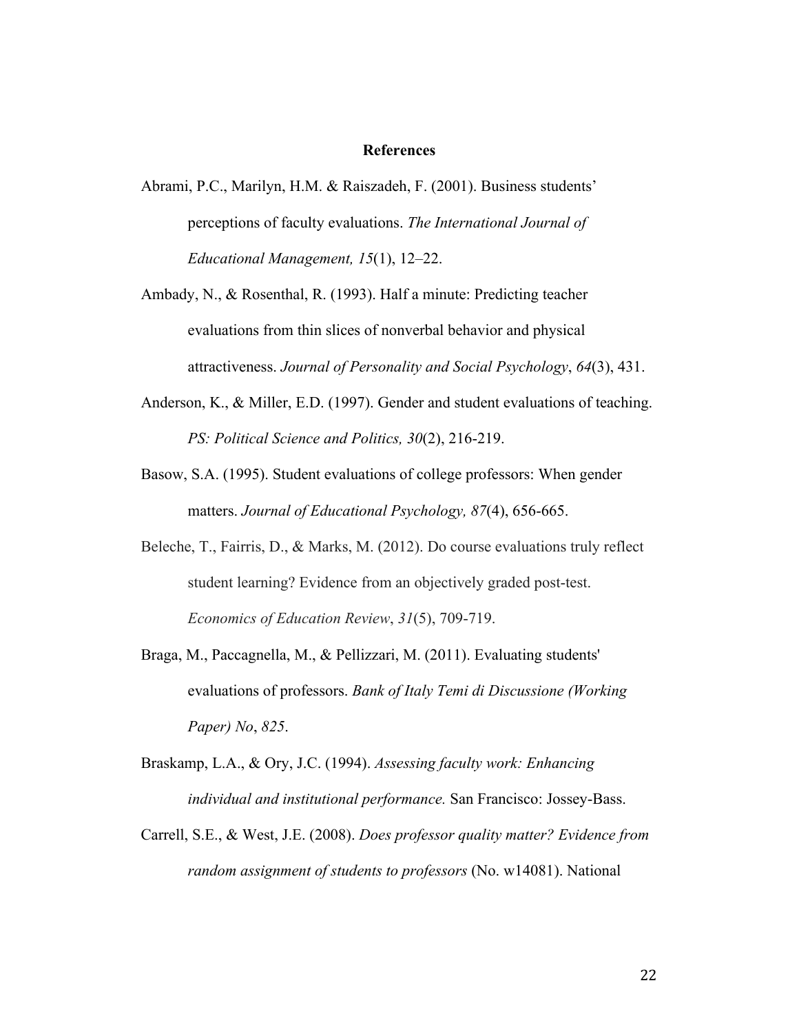## References

Abrami, P.C., Marilyn, H.M. & Raiszadeh, F. (2001). Business students' perceptions of faculty evaluations. *The International Journal of Educational Management, 15*(1), 12–22.

Ambady, N., & Rosenthal, R. (1993). Half a minute: Predicting teacher evaluations from thin slices of nonverbal behavior and physical attractiveness. *Journal of Personality and Social Psychology*, *64*(3), 431.

Anderson, K., & Miller, E.D. (1997). Gender and student evaluations of teaching. *PS: Political Science and Politics, 30*(2), 216-219.

Basow, S.A. (1995). Student evaluations of college professors: When gender matters. *Journal of Educational Psychology, 87*(4), 656-665.

Beleche, T., Fairris, D., & Marks, M. (2012). Do course evaluations truly reflect student learning? Evidence from an objectively graded post-test. *Economics of Education Review*, *31*(5), 709-719.

Braga, M., Paccagnella, M., & Pellizzari, M. (2011). Evaluating students' evaluations of professors. *Bank of Italy Temi di Discussione (Working Paper) No*, *825*.

Braskamp, L.A., & Ory, J.C. (1994). *Assessing faculty work: Enhancing individual and institutional performance.* San Francisco: Jossey-Bass.

Carrell, S.E., & West, J.E. (2008). *Does professor quality matter? Evidence from random assignment of students to professors* (No. w14081). National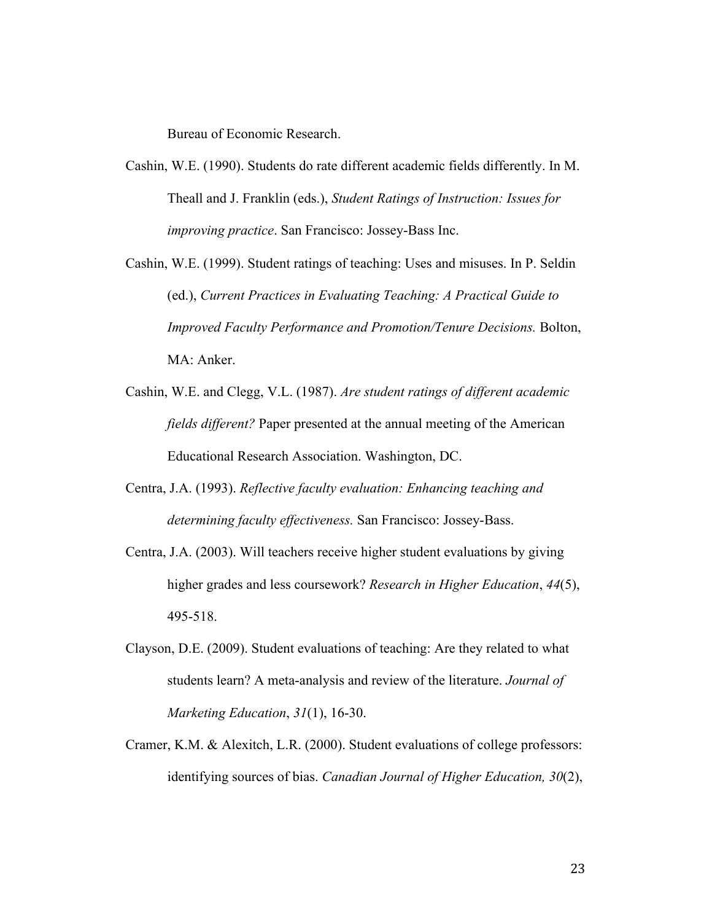Bureau of Economic Research.

Cashin, W.E. (1990). Students do rate different academic fields differently. In M. Theall and J. Franklin (eds.), *Student Ratings of Instruction: Issues for improving practice*. San Francisco: Jossey-Bass Inc.

Cashin, W.E. (1999). Student ratings of teaching: Uses and misuses. In P. Seldin (ed.), *Current Practices in Evaluating Teaching: A Practical Guide to Improved Faculty Performance and Promotion/Tenure Decisions.* Bolton, MA: Anker.

Cashin, W.E. and Clegg, V.L. (1987). *Are student ratings of different academic fields different?* Paper presented at the annual meeting of the American Educational Research Association. Washington, DC.

Centra, J.A. (1993). *Reflective faculty evaluation: Enhancing teaching and determining faculty effectiveness.* San Francisco: Jossey-Bass.

Centra, J.A. (2003). Will teachers receive higher student evaluations by giving higher grades and less coursework? *Research in Higher Education*, *44*(5), 495-518.

Clayson, D.E. (2009). Student evaluations of teaching: Are they related to what students learn? A meta-analysis and review of the literature. *Journal of Marketing Education*, *31*(1), 16-30.

Cramer, K.M. & Alexitch, L.R. (2000). Student evaluations of college professors: identifying sources of bias. *Canadian Journal of Higher Education, 30*(2),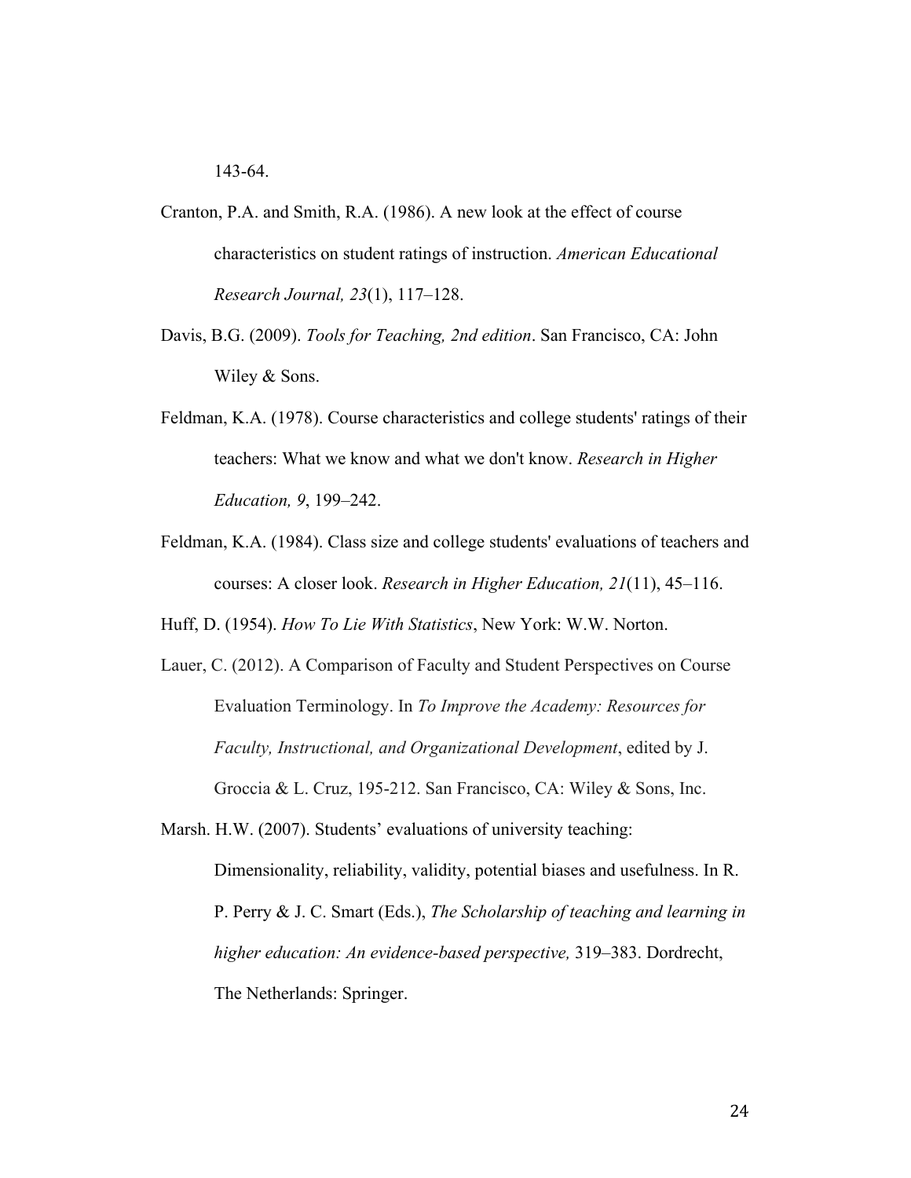143-64.

Cranton, P.A. and Smith, R.A. (1986). A new look at the effect of course characteristics on student ratings of instruction. *American Educational Research Journal, 23*(1), 117–128.

Davis, B.G. (2009). *Tools for Teaching, 2nd edition*. San Francisco, CA: John Wiley & Sons.

Feldman, K.A. (1978). Course characteristics and college students' ratings of their teachers: What we know and what we don't know. *Research in Higher Education, 9*, 199–242.

Feldman, K.A. (1984). Class size and college students' evaluations of teachers and courses: A closer look. *Research in Higher Education, 21*(11), 45–116.

Huff, D. (1954). *How To Lie With Statistics*, New York: W.W. Norton.

Lauer, C. (2012). A Comparison of Faculty and Student Perspectives on Course Evaluation Terminology. In *To Improve the Academy: Resources for Faculty, Instructional, and Organizational Development*, edited by J. Groccia & L. Cruz, 195-212. San Francisco, CA: Wiley & Sons, Inc.

Marsh. H.W. (2007). Students' evaluations of university teaching: Dimensionality, reliability, validity, potential biases and usefulness. In R. P. Perry & J. C. Smart (Eds.), *The Scholarship of teaching and learning in higher education: An evidence-based perspective,* 319–383. Dordrecht, The Netherlands: Springer.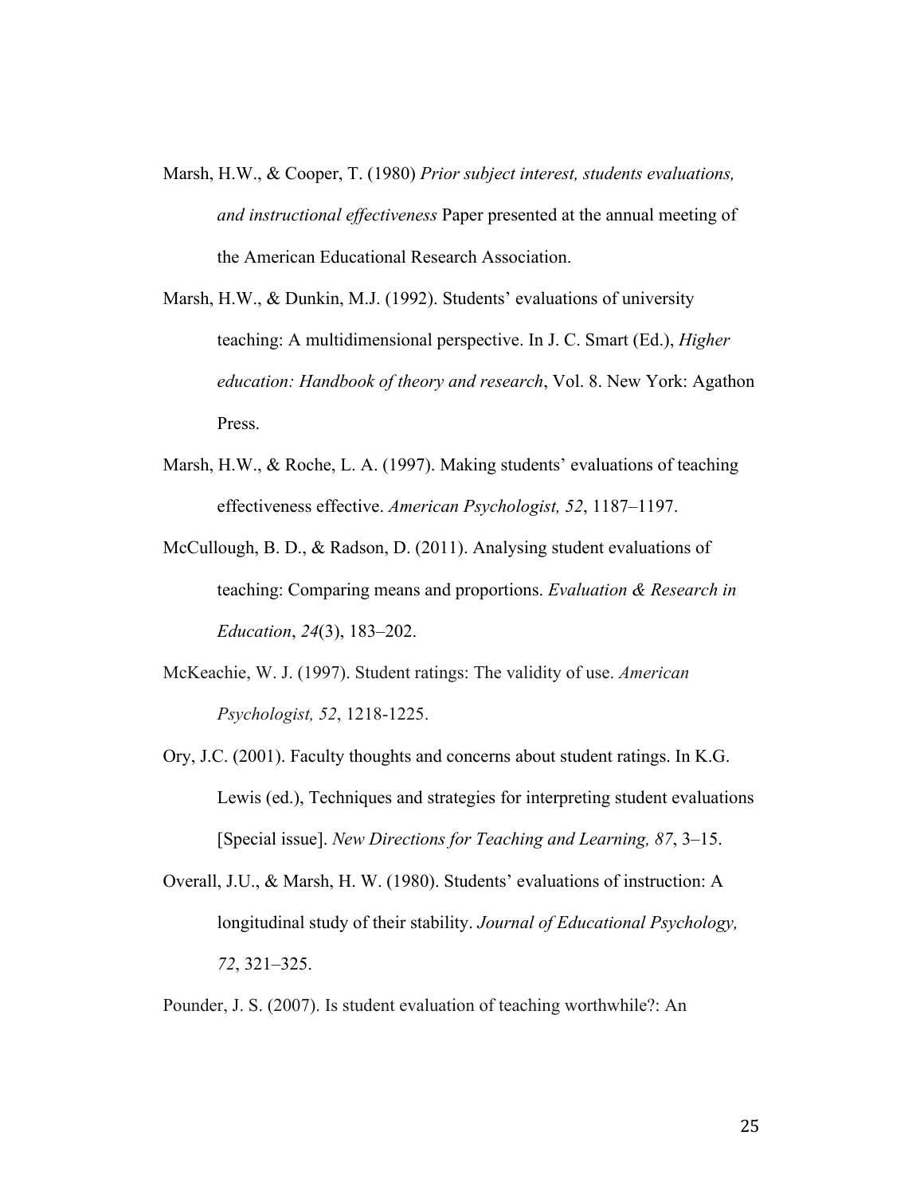Marsh, H.W., & Cooper, T. (1980) *Prior subject interest, students evaluations, and instructional effectiveness* Paper presented at the annual meeting of the American Educational Research Association.

Marsh, H.W., & Dunkin, M.J. (1992). Students' evaluations of university teaching: A multidimensional perspective. In J. C. Smart (Ed.), *Higher education: Handbook of theory and research*, Vol. 8. New York: Agathon Press.

Marsh, H.W., & Roche, L. A. (1997). Making students' evaluations of teaching effectiveness effective. *American Psychologist, 52*, 1187–1197.

McCullough, B. D., & Radson, D. (2011). Analysing student evaluations of teaching: Comparing means and proportions. *Evaluation & Research in Education*, *24*(3), 183–202.

McKeachie, W. J. (1997). Student ratings: The validity of use. *American Psychologist, 52*, 1218-1225.

Ory, J.C. (2001). Faculty thoughts and concerns about student ratings. In K.G. Lewis (ed.), Techniques and strategies for interpreting student evaluations [Special issue]. *New Directions for Teaching and Learning, 87*, 3–15.

Overall, J.U., & Marsh, H. W. (1980). Students' evaluations of instruction: A longitudinal study of their stability. *Journal of Educational Psychology, 72*, 321–325.

Pounder, J. S. (2007). Is student evaluation of teaching worthwhile?: An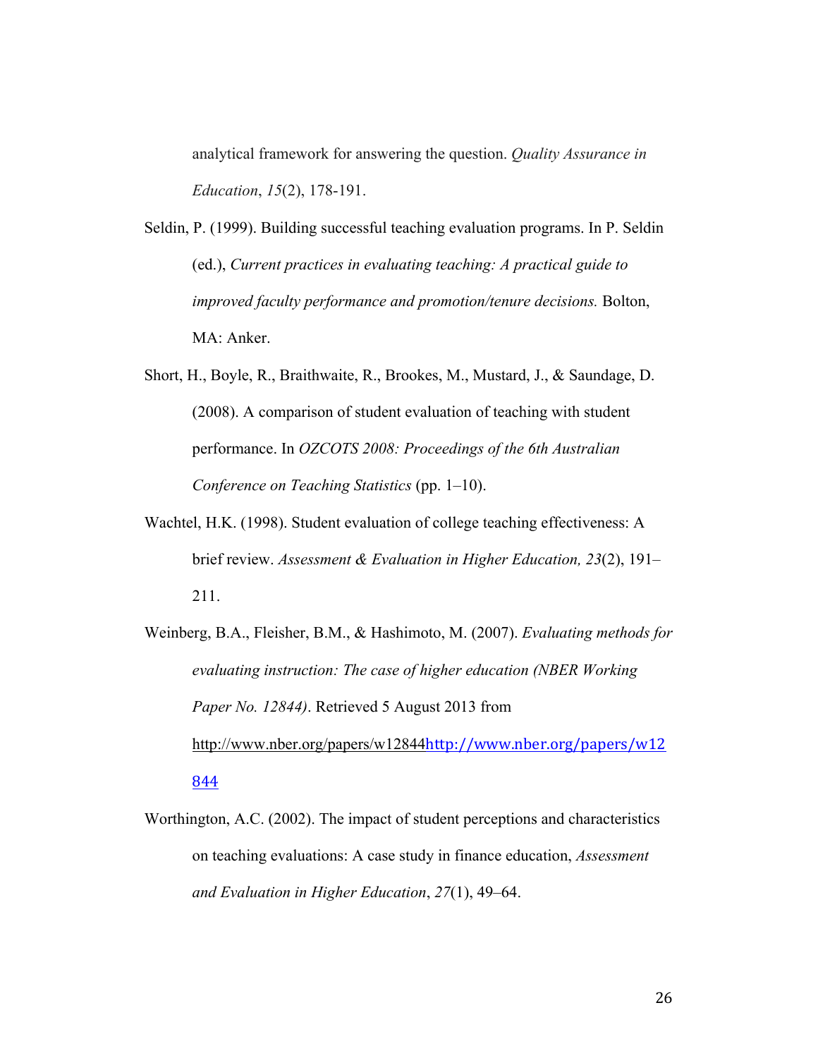analytical framework for answering the question. *Quality Assurance in Education*, *15*(2), 178-191.

Seldin, P. (1999). Building successful teaching evaluation programs. In P. Seldin (ed.), *Current practices in evaluating teaching: A practical guide to improved faculty performance and promotion/tenure decisions.* Bolton, MA: Anker.

Short, H., Boyle, R., Braithwaite, R., Brookes, M., Mustard, J., & Saundage, D. (2008). A comparison of student evaluation of teaching with student performance. In *OZCOTS 2008: Proceedings of the 6th Australian Conference on Teaching Statistics* (pp. 1–10).

Wachtel, H.K. (1998). Student evaluation of college teaching effectiveness: A brief review. *Assessment & Evaluation in Higher Education, 23*(2), 191–211.

Weinberg, B.A., Fleisher, B.M., & Hashimoto, M. (2007). *Evaluating methods for evaluating instruction: The case of higher education (NBER Working Paper No. 12844)*. Retrieved 5 August 2013 from http://www.nber.org/papers/w12844http://www.nber.org/papers/w12844

Worthington, A.C. (2002). The impact of student perceptions and characteristics on teaching evaluations: A case study in finance education, *Assessment and Evaluation in Higher Education*, *27*(1), 49–64.